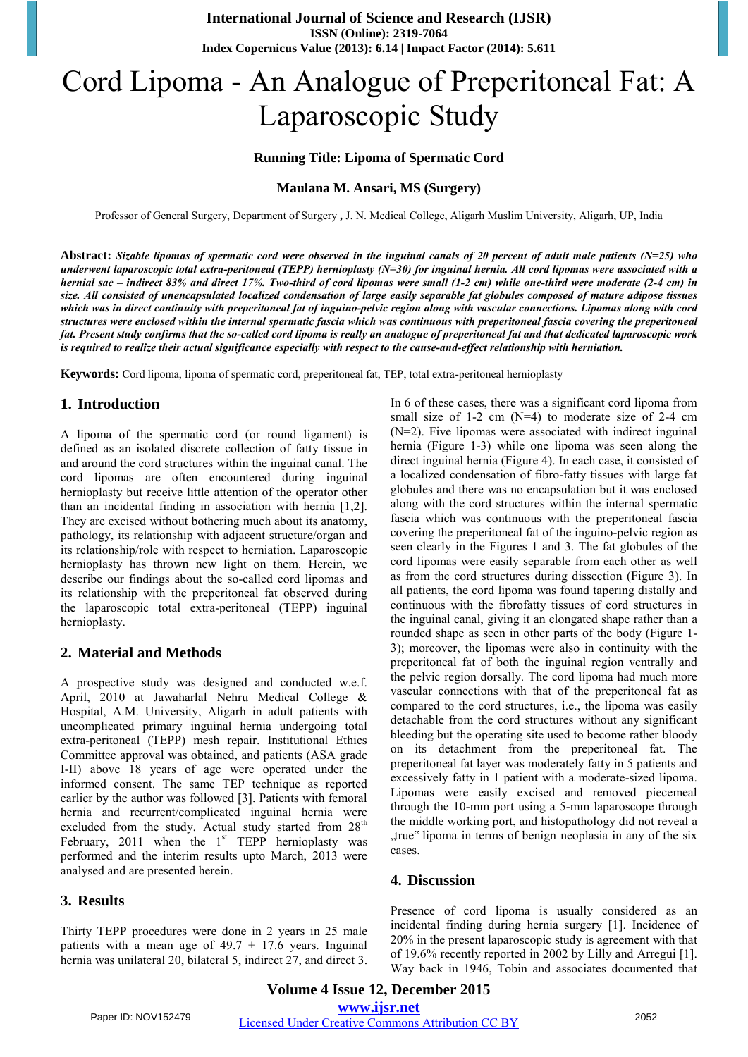# Cord Lipoma - An Analogue of Preperitoneal Fat: A Laparoscopic Study

**Running Title: Lipoma of Spermatic Cord**

**Maulana M. Ansari, MS (Surgery)**

Professor of General Surgery, Department of Surgery, J. N. Medical College, Aligarh Muslim University, Aligarh, UP, India

**Abstract:** ***Sizable lipomas of spermatic cord were observed in the inguinal canals of 20 percent of adult male patients (N=25) who underwent laparoscopic total extra-peritoneal (TEPP) hernioplasty (N=30) for inguinal hernia. All cord lipomas were associated with a hernial sac – indirect 83% and direct 17%. Two-third of cord lipomas were small (1-2 cm) while one-third were moderate (2-4 cm) in size. All consisted of unencapsulated localized condensation of large easily separable fat globules composed of mature adipose tissues which was in direct continuity with preperitoneal fat of inguino-pelvic region along with vascular connections. Lipomas along with cord structures were enclosed within the internal spermatic fascia which was continuous with preperitoneal fascia covering the preperitoneal fat. Present study confirms that the so-called cord lipoma is really an analogue of preperitoneal fat and that dedicated laparoscopic work is required to realize their actual significance especially with respect to the cause-and-effect relationship with herniation.***

**Keywords:** Cord lipoma, lipoma of spermatic cord, preperitoneal fat, TEP, total extra-peritoneal hernioplasty

## 1. Introduction

A lipoma of the spermatic cord (or round ligament) is defined as an isolated discrete collection of fatty tissue in and around the cord structures within the inguinal canal. The cord lipomas are often encountered during inguinal hernioplasty but receive little attention of the operator other than an incidental finding in association with hernia [1,2]. They are excised without bothering much about its anatomy, pathology, its relationship with adjacent structure/organ and its relationship/role with respect to herniation. Laparoscopic hernioplasty has thrown new light on them. Herein, we describe our findings about the so-called cord lipomas and its relationship with the preperitoneal fat observed during the laparoscopic total extra-peritoneal (TEPP) inguinal hernioplasty.

## 2. Material and Methods

A prospective study was designed and conducted w.e.f. April, 2010 at Jawaharlal Nehru Medical College & Hospital, A.M. University, Aligarh in adult patients with uncomplicated primary inguinal hernia undergoing total extra-peritoneal (TEPP) mesh repair. Institutional Ethics Committee approval was obtained, and patients (ASA grade I-II) above 18 years of age were operated under the informed consent. The same TEP technique as reported earlier by the author was followed [3]. Patients with femoral hernia and recurrent/complicated inguinal hernia were excluded from the study. Actual study started from 28th February, 2011 when the 1st TEPP hernioplasty was performed and the interim results upto March, 2013 were analysed and are presented herein.

## 3. Results

Thirty TEPP procedures were done in 2 years in 25 male patients with a mean age of 49.7 ± 17.6 years. Inguinal hernia was unilateral 20, bilateral 5, indirect 27, and direct 3. In 6 of these cases, there was a significant cord lipoma from small size of 1-2 cm (N=4) to moderate size of 2-4 cm (N=2). Five lipomas were associated with indirect inguinal hernia (Figure 1-3) while one lipoma was seen along the direct inguinal hernia (Figure 4). In each case, it consisted of a localized condensation of fibro-fatty tissues with large fat globules and there was no encapsulation but it was enclosed along with the cord structures within the internal spermatic fascia which was continuous with the preperitoneal fascia covering the preperitoneal fat of the inguino-pelvic region as seen clearly in the Figures 1 and 3. The fat globules of the cord lipomas were easily separable from each other as well as from the cord structures during dissection (Figure 3). In all patients, the cord lipoma was found tapering distally and continuous with the fibrofatty tissues of cord structures in the inguinal canal, giving it an elongated shape rather than a rounded shape as seen in other parts of the body (Figure 1-3); moreover, the lipomas were also in continuity with the preperitoneal fat of both the inguinal region ventrally and the pelvic region dorsally. The cord lipoma had much more vascular connections with that of the preperitoneal fat as compared to the cord structures, i.e., the lipoma was easily detachable from the cord structures without any significant bleeding but the operating site used to become rather bloody on its detachment from the preperitoneal fat. The preperitoneal fat layer was moderately fatty in 5 patients and excessively fatty in 1 patient with a moderate-sized lipoma. Lipomas were easily excised and removed piecemeal through the 10-mm port using a 5-mm laparoscope through the middle working port, and histopathology did not reveal a „true" lipoma in terms of benign neoplasia in any of the six cases.

## 4. Discussion

Presence of cord lipoma is usually considered as an incidental finding during hernia surgery [1]. Incidence of 20% in the present laparoscopic study is agreement with that of 19.6% recently reported in 2002 by Lilly and Arregui [1]. Way back in 1946, Tobin and associates documented that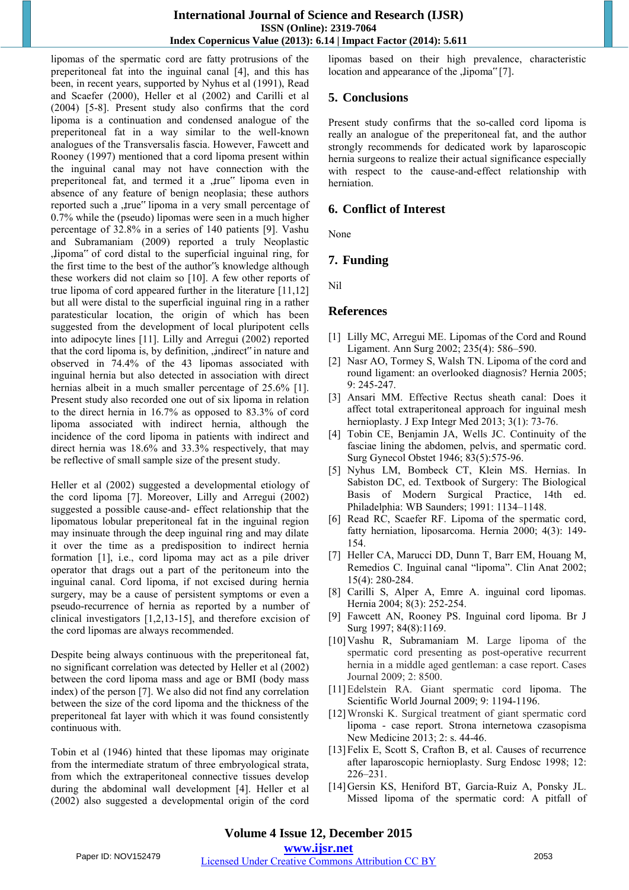lipomas of the spermatic cord are fatty protrusions of the preperitoneal fat into the inguinal canal [4], and this has been, in recent years, supported by Nyhus et al (1991), Read and Scaefer (2000), Heller et al (2002) and Carilli et al (2004) [5-8]. Present study also confirms that the cord lipoma is a continuation and condensed analogue of the preperitoneal fat in a way similar to the well-known analogues of the Transversalis fascia. However, Fawcett and Rooney (1997) mentioned that a cord lipoma present within the inguinal canal may not have connection with the preperitoneal fat, and termed it a „true" lipoma even in absence of any feature of benign neoplasia; these authors reported such a „true" lipoma in a very small percentage of 0.7% while the (pseudo) lipomas were seen in a much higher percentage of 32.8% in a series of 140 patients [9]. Vashu and Subramaniam (2009) reported a truly Neoplastic „lipoma" of cord distal to the superficial inguinal ring, for the first time to the best of the author"s knowledge although these workers did not claim so [10]. A few other reports of true lipoma of cord appeared further in the literature [11,12] but all were distal to the superficial inguinal ring in a rather paratesticular location, the origin of which has been suggested from the development of local pluripotent cells into adipocyte lines [11]. Lilly and Arregui (2002) reported that the cord lipoma is, by definition, „indirect" in nature and observed in 74.4% of the 43 lipomas associated with inguinal hernia but also detected in association with direct hernias albeit in a much smaller percentage of 25.6% [1]. Present study also recorded one out of six lipoma in relation to the direct hernia in 16.7% as opposed to 83.3% of cord lipoma associated with indirect hernia, although the incidence of the cord lipoma in patients with indirect and direct hernia was 18.6% and 33.3% respectively, that may be reflective of small sample size of the present study.

Heller et al (2002) suggested a developmental etiology of the cord lipoma [7]. Moreover, Lilly and Arregui (2002) suggested a possible cause-and- effect relationship that the lipomatous lobular preperitoneal fat in the inguinal region may insinuate through the deep inguinal ring and may dilate it over the time as a predisposition to indirect hernia formation [1], i.e., cord lipoma may act as a pile driver operator that drags out a part of the peritoneum into the inguinal canal. Cord lipoma, if not excised during hernia surgery, may be a cause of persistent symptoms or even a pseudo-recurrence of hernia as reported by a number of clinical investigators [1,2,13-15], and therefore excision of the cord lipomas are always recommended.

Despite being always continuous with the preperitoneal fat, no significant correlation was detected by Heller et al (2002) between the cord lipoma mass and age or BMI (body mass index) of the person [7]. We also did not find any correlation between the size of the cord lipoma and the thickness of the preperitoneal fat layer with which it was found consistently continuous with.

Tobin et al (1946) hinted that these lipomas may originate from the intermediate stratum of three embryological strata, from which the extraperitoneal connective tissues develop during the abdominal wall development [4]. Heller et al (2002) also suggested a developmental origin of the cord lipomas based on their high prevalence, characteristic location and appearance of the „lipoma" [7].

## 5. Conclusions

Present study confirms that the so-called cord lipoma is really an analogue of the preperitoneal fat, and the author strongly recommends for dedicated work by laparoscopic hernia surgeons to realize their actual significance especially with respect to the cause-and-effect relationship with herniation.

## 6. Conflict of Interest

None

## 7. Funding

Nil

## References

[1] Lilly MC, Arregui ME. Lipomas of the Cord and Round Ligament. Ann Surg 2002; 235(4): 586–590.

[2] Nasr AO, Tormey S, Walsh TN. Lipoma of the cord and round ligament: an overlooked diagnosis? Hernia 2005; 9: 245-247.

[3] Ansari MM. Effective Rectus sheath canal: Does it affect total extraperitoneal approach for inguinal mesh hernioplasty. J Exp Integr Med 2013; 3(1): 73-76.

[4] Tobin CE, Benjamin JA, Wells JC. Continuity of the fasciae lining the abdomen, pelvis, and spermatic cord. Surg Gynecol Obstet 1946; 83(5):575-96.

[5] Nyhus LM, Bombeck CT, Klein MS. Hernias. In Sabiston DC, ed. Textbook of Surgery: The Biological Basis of Modern Surgical Practice, 14th ed. Philadelphia: WB Saunders; 1991: 1134–1148.

[6] Read RC, Scaefer RF. Lipoma of the spermatic cord, fatty herniation, liposarcoma. Hernia 2000; 4(3): 149-154.

[7] Heller CA, Marucci DD, Dunn T, Barr EM, Houang M, Remedios C. Inguinal canal "lipoma". Clin Anat 2002; 15(4): 280-284.

[8] Carilli S, Alper A, Emre A. inguinal cord lipomas. Hernia 2004; 8(3): 252-254.

[9] Fawcett AN, Rooney PS. Inguinal cord lipoma. Br J Surg 1997; 84(8):1169.

[10] Vashu R, Subramaniam M. Large lipoma of the spermatic cord presenting as post-operative recurrent hernia in a middle aged gentleman: a case report. Cases Journal 2009; 2: 8500.

[11] Edelstein RA. Giant spermatic cord lipoma. The Scientific World Journal 2009; 9: 1194-1196.

[12] Wronski K. Surgical treatment of giant spermatic cord lipoma - case report. Strona internetowa czasopisma New Medicine 2013; 2: s. 44-46.

[13] Felix E, Scott S, Crafton B, et al. Causes of recurrence after laparoscopic hernioplasty. Surg Endosc 1998; 12: 226–231.

[14] Gersin KS, Heniford BT, Garcia-Ruiz A, Ponsky JL. Missed lipoma of the spermatic cord: A pitfall of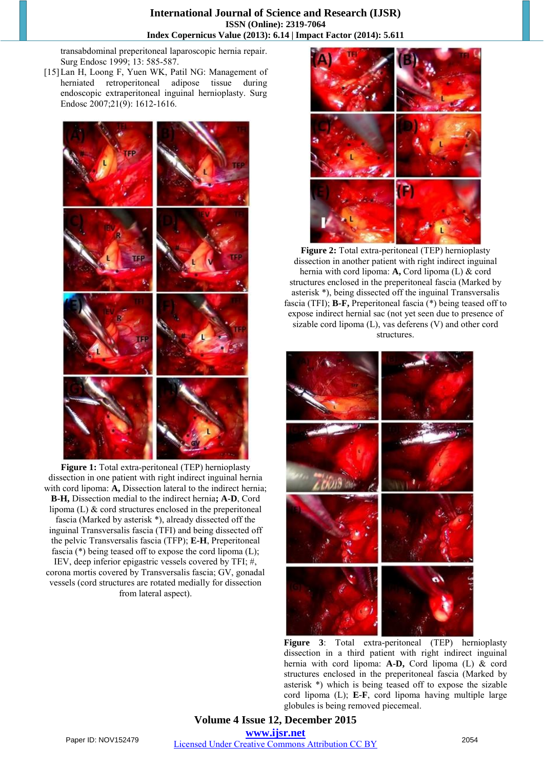transabdominal preperitoneal laparoscopic hernia repair. Surg Endosc 1999; 13: 585-587.

[15] Lan H, Loong F, Yuen WK, Patil NG: Management of herniated retroperitoneal adipose tissue during endoscopic extraperitoneal inguinal hernioplasty. Surg Endosc 2007;21(9): 1612-1616.

**Figure 1:** Total extra-peritoneal (TEP) hernioplasty dissection in one patient with right indirect inguinal hernia with cord lipoma: **A,** Dissection lateral to the indirect hernia; **B-H,** Dissection medial to the indirect hernia**; A-D**, Cord lipoma (L) & cord structures enclosed in the preperitoneal fascia (Marked by asterisk *), already dissected off the inguinal Transversalis fascia (TFI) and being dissected off the pelvic Transversalis fascia (TFP); **E-H**, Preperitoneal fascia (*) being teased off to expose the cord lipoma (L); IEV, deep inferior epigastric vessels covered by TFI; #, corona mortis covered by Transversalis fascia; GV, gonadal vessels (cord structures are rotated medially for dissection from lateral aspect).

**Figure 2:** Total extra-peritoneal (TEP) hernioplasty dissection in another patient with right indirect inguinal hernia with cord lipoma: **A,** Cord lipoma (L) & cord structures enclosed in the preperitoneal fascia (Marked by asterisk *), being dissected off the inguinal Transversalis fascia (TFI); **B-F,** Preperitoneal fascia (*) being teased off to expose indirect hernial sac (not yet seen due to presence of sizable cord lipoma (L), vas deferens (V) and other cord structures.

**Figure 3**: Total extra-peritoneal (TEP) hernioplasty dissection in a third patient with right indirect inguinal hernia with cord lipoma: **A-D,** Cord lipoma (L) & cord structures enclosed in the preperitoneal fascia (Marked by asterisk *) which is being teased off to expose the sizable cord lipoma (L); **E-F**, cord lipoma having multiple large globules is being removed piecemeal.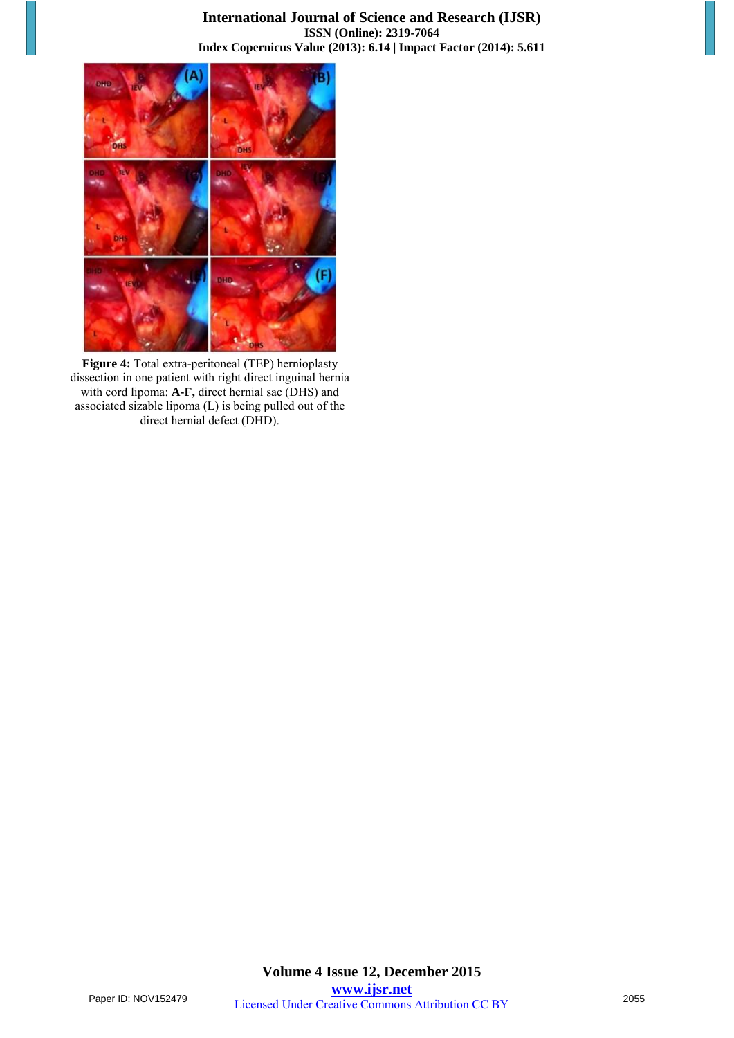**Figure 4:** Total extra-peritoneal (TEP) hernioplasty dissection in one patient with right direct inguinal hernia with cord lipoma: **A-F,** direct hernial sac (DHS) and associated sizable lipoma (L) is being pulled out of the direct hernial defect (DHD).